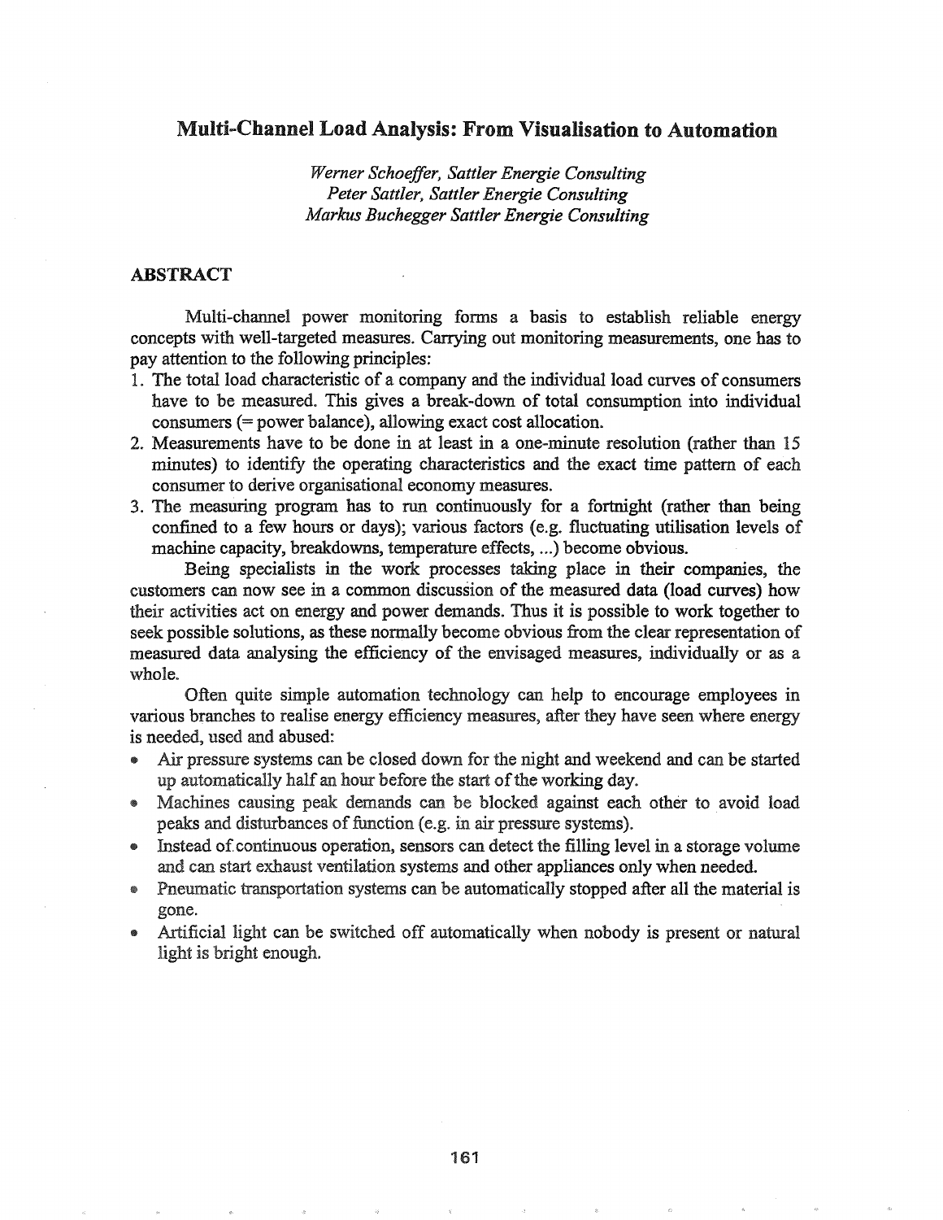# Multi-Channel Load Analysis: From Visualisation to Automation

*Werner Schoeffer, Sattler Energie Consulting*
*Peter Sattler, Sattler Energie Consulting*
*Markus Buchegger Sattler Energie Consulting*

## ABSTRACT

Multi-channel power monitoring forms a basis to establish reliable energy concepts with well-targeted measures. Carrying out monitoring measurements, one has to pay attention to the following principles:

1. The total load characteristic of a company and the individual load curves of consumers have to be measured. This gives a break-down of total consumption into individual consumers (= power balance), allowing exact cost allocation.
2. Measurements have to be done in at least in a one-minute resolution (rather than 15 minutes) to identify the operating characteristics and the exact time pattern of each consumer to derive organisational economy measures.
3. The measuring program has to run continuously for a fortnight (rather than being confined to a few hours or days); various factors (e.g. fluctuating utilisation levels of machine capacity, breakdowns, temperature effects, ...) become obvious.

Being specialists in the work processes taking place in their companies, the customers can now see in a common discussion of the measured data (load curves) how their activities act on energy and power demands. Thus it is possible to work together to seek possible solutions, as these normally become obvious from the clear representation of measured data analysing the efficiency of the envisaged measures, individually or as a whole.

Often quite simple automation technology can help to encourage employees in various branches to realise energy efficiency measures, after they have seen where energy is needed, used and abused:

- Air pressure systems can be closed down for the night and weekend and can be started up automatically half an hour before the start of the working day.
- Machines causing peak demands can be blocked against each other to avoid load peaks and disturbances of function (e.g. in air pressure systems).
- Instead of continuous operation, sensors can detect the filling level in a storage volume and can start exhaust ventilation systems and other appliances only when needed.
- Pneumatic transportation systems can be automatically stopped after all the material is gone.
- Artificial light can be switched off automatically when nobody is present or natural light is bright enough.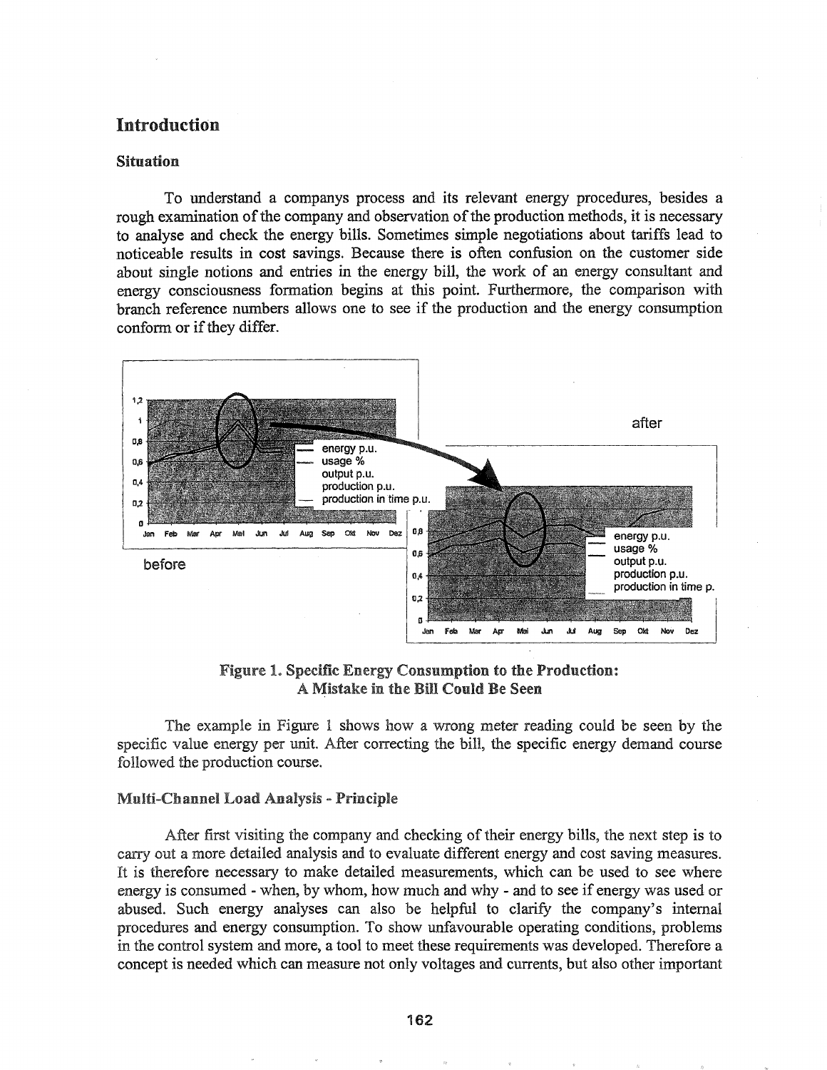## Introduction

### Situation

To understand a companys process and its relevant energy procedures, besides a rough examination of the company and observation of the production methods, it is necessary to analyse and check the energy bills. Sometimes simple negotiations about tariffs lead to noticeable results in cost savings. Because there is often confusion on the customer side about single notions and entries in the energy bill, the work of an energy consultant and energy consciousness formation begins at this point. Furthermore, the comparison with branch reference numbers allows one to see if the production and the energy consumption conform or if they differ.

**Figure 1. Specific Energy Consumption to the Production: A Mistake in the Bill Could Be Seen**

The example in Figure 1 shows how a wrong meter reading could be seen by the specific value energy per unit. After correcting the bill, the specific energy demand course followed the production course.

### Multi-Channel Load Analysis - Principle

After first visiting the company and checking of their energy bills, the next step is to carry out a more detailed analysis and to evaluate different energy and cost saving measures. It is therefore necessary to make detailed measurements, which can be used to see where energy is consumed - when, by whom, how much and why - and to see if energy was used or abused. Such energy analyses can also be helpful to clarify the company's internal procedures and energy consumption. To show unfavourable operating conditions, problems in the control system and more, a tool to meet these requirements was developed. Therefore a concept is needed which can measure not only voltages and currents, but also other important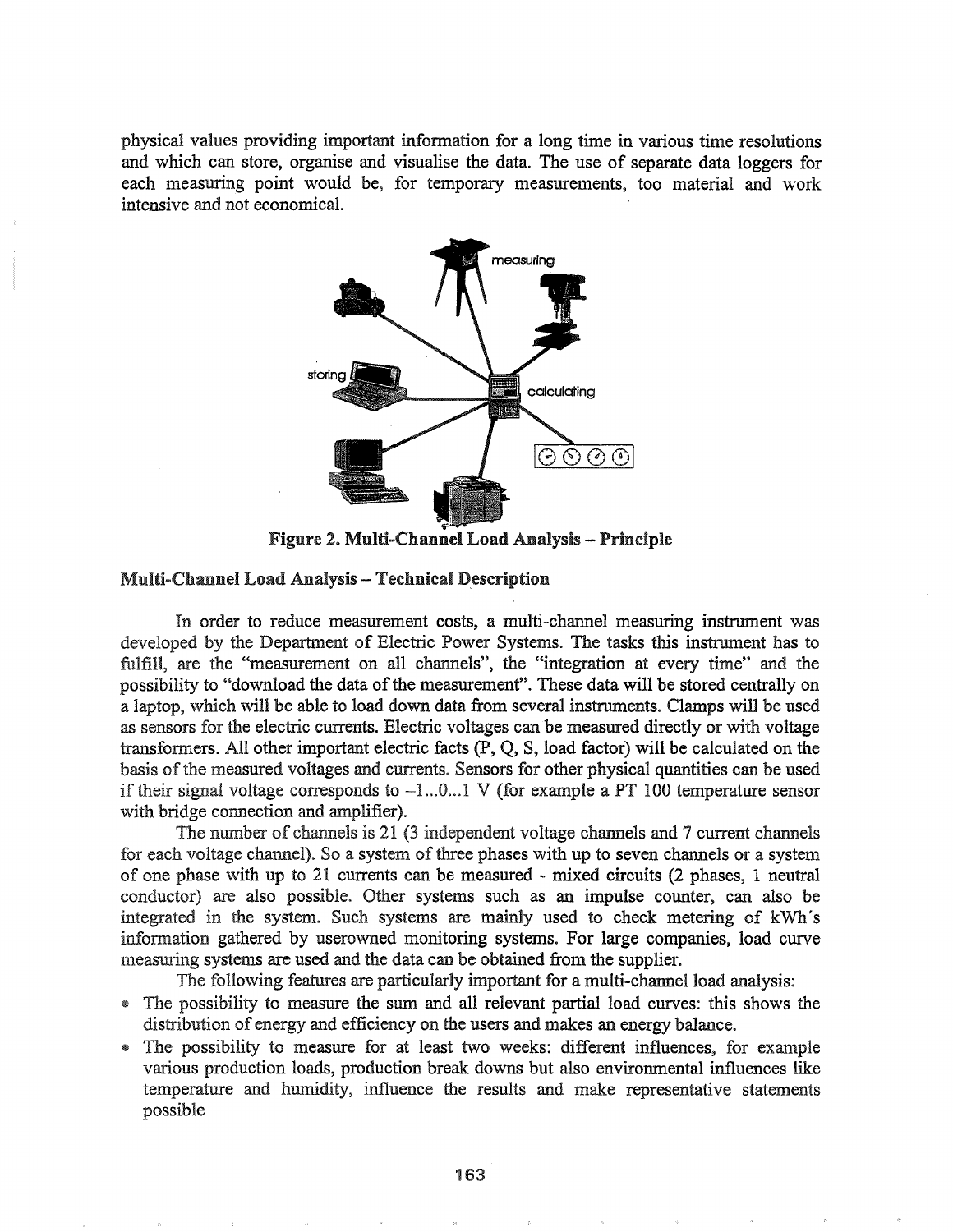physical values providing important information for a long time in various time resolutions and which can store, organise and visualise the data. The use of separate data loggers for each measuring point would be, for temporary measurements, too material and work intensive and not economical.

**Figure 2. Multi-Channel Load Analysis – Principle**

### Multi-Channel Load Analysis – Technical Description

In order to reduce measurement costs, a multi-channel measuring instrument was developed by the Department of Electric Power Systems. The tasks this instrument has to fulfill, are the "measurement on all channels", the "integration at every time" and the possibility to "download the data of the measurement". These data will be stored centrally on a laptop, which will be able to load down data from several instruments. Clamps will be used as sensors for the electric currents. Electric voltages can be measured directly or with voltage transformers. All other important electric facts (P, Q, S, load factor) will be calculated on the basis of the measured voltages and currents. Sensors for other physical quantities can be used if their signal voltage corresponds to –1...0...1 V (for example a PT 100 temperature sensor with bridge connection and amplifier).

The number of channels is 21 (3 independent voltage channels and 7 current channels for each voltage channel). So a system of three phases with up to seven channels or a system of one phase with up to 21 currents can be measured - mixed circuits (2 phases, 1 neutral conductor) are also possible. Other systems such as an impulse counter, can also be integrated in the system. Such systems are mainly used to check metering of kWh's information gathered by userowned monitoring systems. For large companies, load curve measuring systems are used and the data can be obtained from the supplier.

The following features are particularly important for a multi-channel load analysis:

- The possibility to measure the sum and all relevant partial load curves: this shows the distribution of energy and efficiency on the users and makes an energy balance.
- The possibility to measure for at least two weeks: different influences, for example various production loads, production break downs but also environmental influences like temperature and humidity, influence the results and make representative statements possible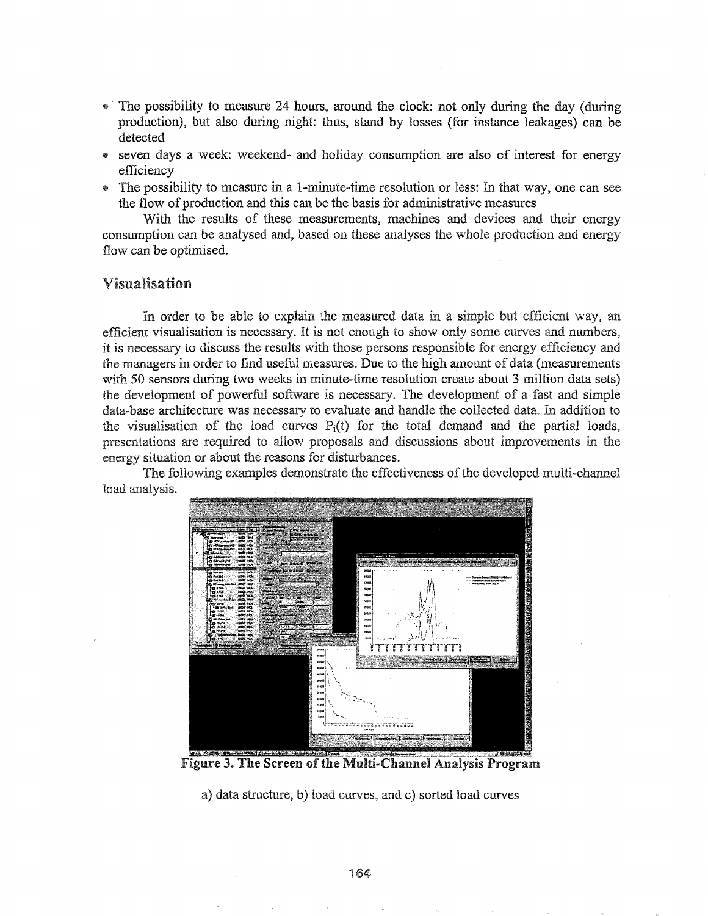- The possibility to measure 24 hours, around the clock: not only during the day (during production), but also during night: thus, stand by losses (for instance leakages) can be detected
- seven days a week: weekend- and holiday consumption are also of interest for energy efficiency
- The possibility to measure in a 1-minute-time resolution or less: In that way, one can see the flow of production and this can be the basis for administrative measures

With the results of these measurements, machines and devices and their energy consumption can be analysed and, based on these analyses the whole production and energy flow can be optimised.

## Visualisation

In order to be able to explain the measured data in a simple but efficient way, an efficient visualisation is necessary. It is not enough to show only some curves and numbers, it is necessary to discuss the results with those persons responsible for energy efficiency and the managers in order to find useful measures. Due to the high amount of data (measurements with 50 sensors during two weeks in minute-time resolution create about 3 million data sets) the development of powerful software is necessary. The development of a fast and simple data-base architecture was necessary to evaluate and handle the collected data. In addition to the visualisation of the load curves $P_i(t)$ for the total demand and the partial loads, presentations are required to allow proposals and discussions about improvements in the energy situation or about the reasons for disturbances.

The following examples demonstrate the effectiveness of the developed multi-channel load analysis.

**Figure 3. The Screen of the Multi-Channel Analysis Program**

a) data structure, b) load curves, and c) sorted load curves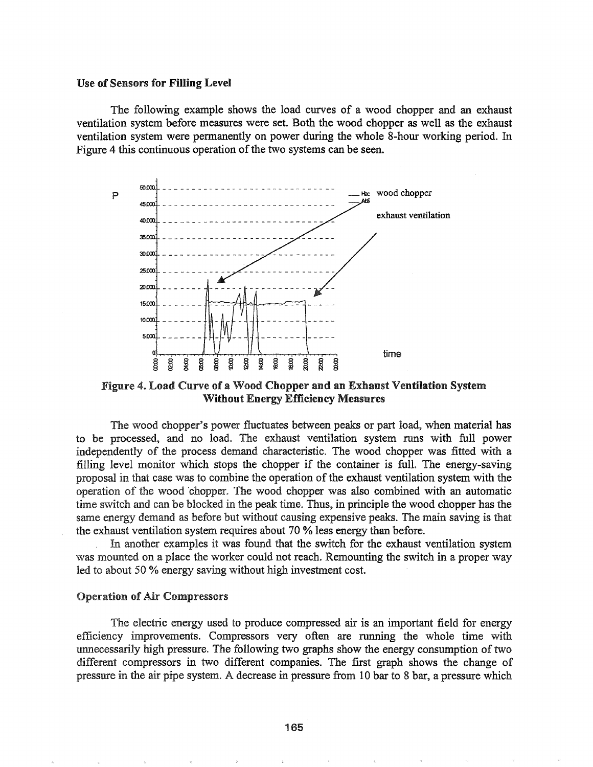### Use of Sensors for Filling Level

The following example shows the load curves of a wood chopper and an exhaust ventilation system before measures were set. Both the wood chopper as well as the exhaust ventilation system were permanently on power during the whole 8-hour working period. In Figure 4 this continuous operation of the two systems can be seen.

**Figure 4. Load Curve of a Wood Chopper and an Exhaust Ventilation System Without Energy Efficiency Measures**

The wood chopper's power fluctuates between peaks or part load, when material has to be processed, and no load. The exhaust ventilation system runs with full power independently of the process demand characteristic. The wood chopper was fitted with a filling level monitor which stops the chopper if the container is full. The energy-saving proposal in that case was to combine the operation of the exhaust ventilation system with the operation of the wood chopper. The wood chopper was also combined with an automatic time switch and can be blocked in the peak time. Thus, in principle the wood chopper has the same energy demand as before but without causing expensive peaks. The main saving is that the exhaust ventilation system requires about 70 % less energy than before.

In another examples it was found that the switch for the exhaust ventilation system was mounted on a place the worker could not reach. Remounting the switch in a proper way led to about 50 % energy saving without high investment cost.

### Operation of Air Compressors

The electric energy used to produce compressed air is an important field for energy efficiency improvements. Compressors very often are running the whole time with unnecessarily high pressure. The following two graphs show the energy consumption of two different compressors in two different companies. The first graph shows the change of pressure in the air pipe system. A decrease in pressure from 10 bar to 8 bar, a pressure which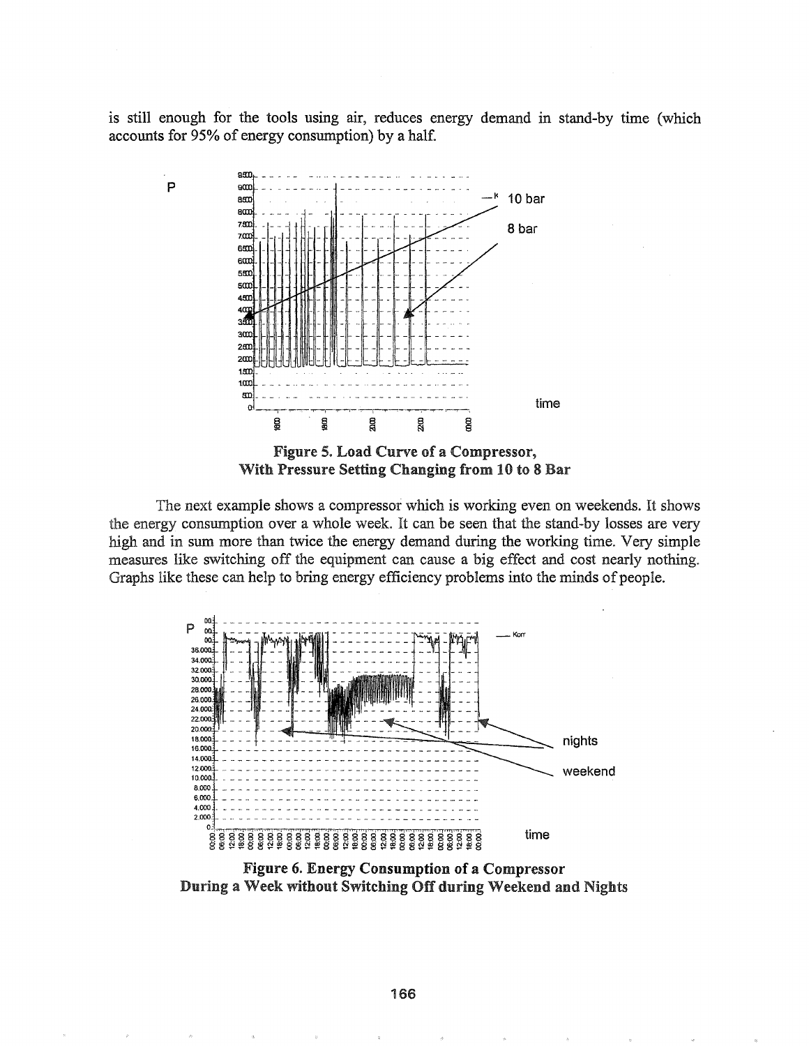is still enough for the tools using air, reduces energy demand in stand-by time (which accounts for 95% of energy consumption) by a half.

**Figure 5. Load Curve of a Compressor, With Pressure Setting Changing from 10 to 8 Bar**

The next example shows a compressor which is working even on weekends. It shows the energy consumption over a whole week. It can be seen that the stand-by losses are very high and in sum more than twice the energy demand during the working time. Very simple measures like switching off the equipment can cause a big effect and cost nearly nothing. Graphs like these can help to bring energy efficiency problems into the minds of people.

**Figure 6. Energy Consumption of a Compressor During a Week without Switching Off during Weekend and Nights**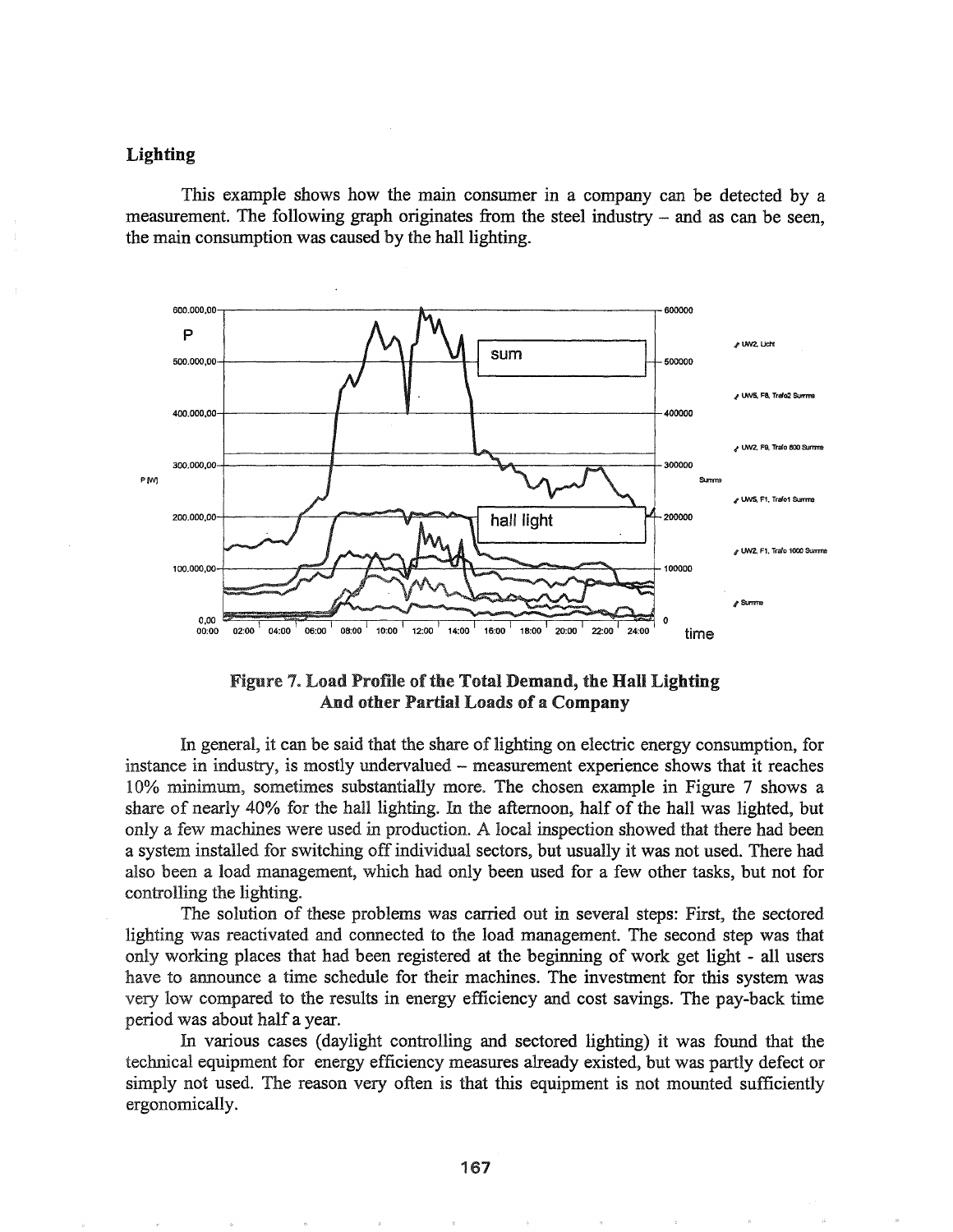### Lighting

This example shows how the main consumer in a company can be detected by a measurement. The following graph originates from the steel industry – and as can be seen, the main consumption was caused by the hall lighting.

**Figure 7. Load Profile of the Total Demand, the Hall Lighting And other Partial Loads of a Company**

In general, it can be said that the share of lighting on electric energy consumption, for instance in industry, is mostly undervalued – measurement experience shows that it reaches 10% minimum, sometimes substantially more. The chosen example in Figure 7 shows a share of nearly 40% for the hall lighting. In the afternoon, half of the hall was lighted, but only a few machines were used in production. A local inspection showed that there had been a system installed for switching off individual sectors, but usually it was not used. There had also been a load management, which had only been used for a few other tasks, but not for controlling the lighting.

The solution of these problems was carried out in several steps: First, the sectored lighting was reactivated and connected to the load management. The second step was that only working places that had been registered at the beginning of work get light - all users have to announce a time schedule for their machines. The investment for this system was very low compared to the results in energy efficiency and cost savings. The pay-back time period was about half a year.

In various cases (daylight controlling and sectored lighting) it was found that the technical equipment for energy efficiency measures already existed, but was partly defect or simply not used. The reason very often is that this equipment is not mounted sufficiently ergonomically.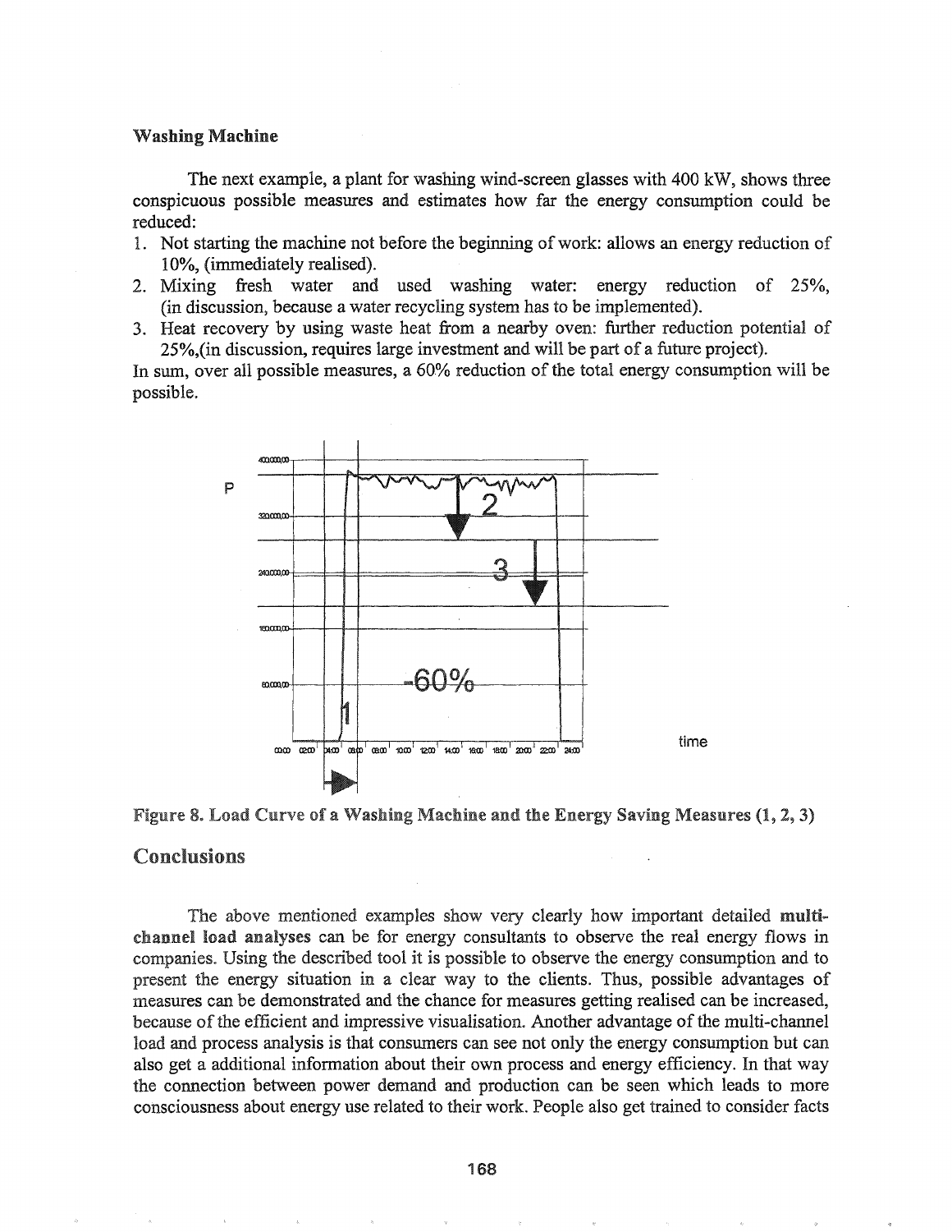### Washing Machine

The next example, a plant for washing wind-screen glasses with 400 kW, shows three conspicuous possible measures and estimates how far the energy consumption could be reduced:

1. Not starting the machine not before the beginning of work: allows an energy reduction of 10%, (immediately realised).
2. Mixing fresh water and used washing water: energy reduction of 25%, (in discussion, because a water recycling system has to be implemented).
3. Heat recovery by using waste heat from a nearby oven: further reduction potential of 25%,(in discussion, requires large investment and will be part of a future project).

In sum, over all possible measures, a 60% reduction of the total energy consumption will be possible.

**Figure 8. Load Curve of a Washing Machine and the Energy Saving Measures (1, 2, 3)**

## Conclusions

The above mentioned examples show very clearly how important detailed **multi-channel load analyses** can be for energy consultants to observe the real energy flows in companies. Using the described tool it is possible to observe the energy consumption and to present the energy situation in a clear way to the clients. Thus, possible advantages of measures can be demonstrated and the chance for measures getting realised can be increased, because of the efficient and impressive visualisation. Another advantage of the multi-channel load and process analysis is that consumers can see not only the energy consumption but can also get a additional information about their own process and energy efficiency. In that way the connection between power demand and production can be seen which leads to more consciousness about energy use related to their work. People also get trained to consider facts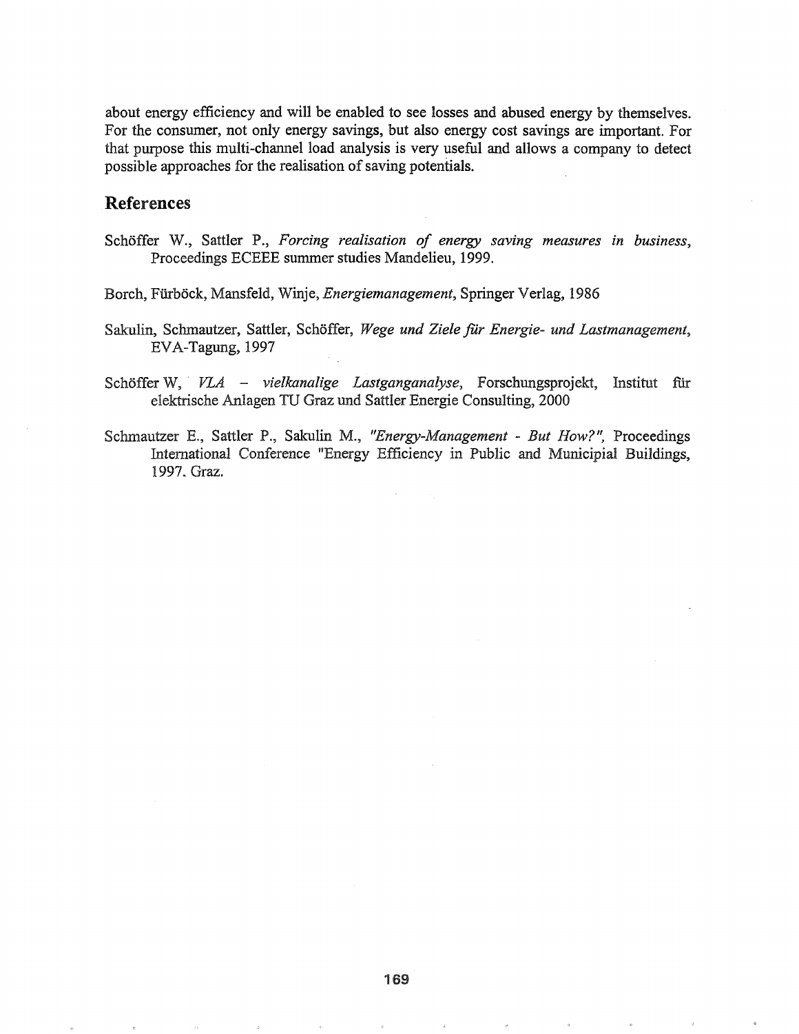about energy efficiency and will be enabled to see losses and abused energy by themselves. For the consumer, not only energy savings, but also energy cost savings are important. For that purpose this multi-channel load analysis is very useful and allows a company to detect possible approaches for the realisation of saving potentials.

## References

Schöffer W., Sattler P., *Forcing realisation of energy saving measures in business*, Proceedings ECEEE summer studies Mandelieu, 1999.

Borch, Fürböck, Mansfeld, Winje, *Energiemanagement*, Springer Verlag, 1986

Sakulin, Schmautzer, Sattler, Schöffer, *Wege und Ziele für Energie- und Lastmanagement*, EVA-Tagung, 1997

Schöffer W, *VLA – vielkanalige Lastganganalyse*, Forschungsprojekt, Institut für elektrische Anlagen TU Graz und Sattler Energie Consulting, 2000

Schmautzer E., Sattler P., Sakulin M., *"Energy-Management - But How?"*, Proceedings International Conference "Energy Efficiency in Public and Municipial Buildings, 1997. Graz.